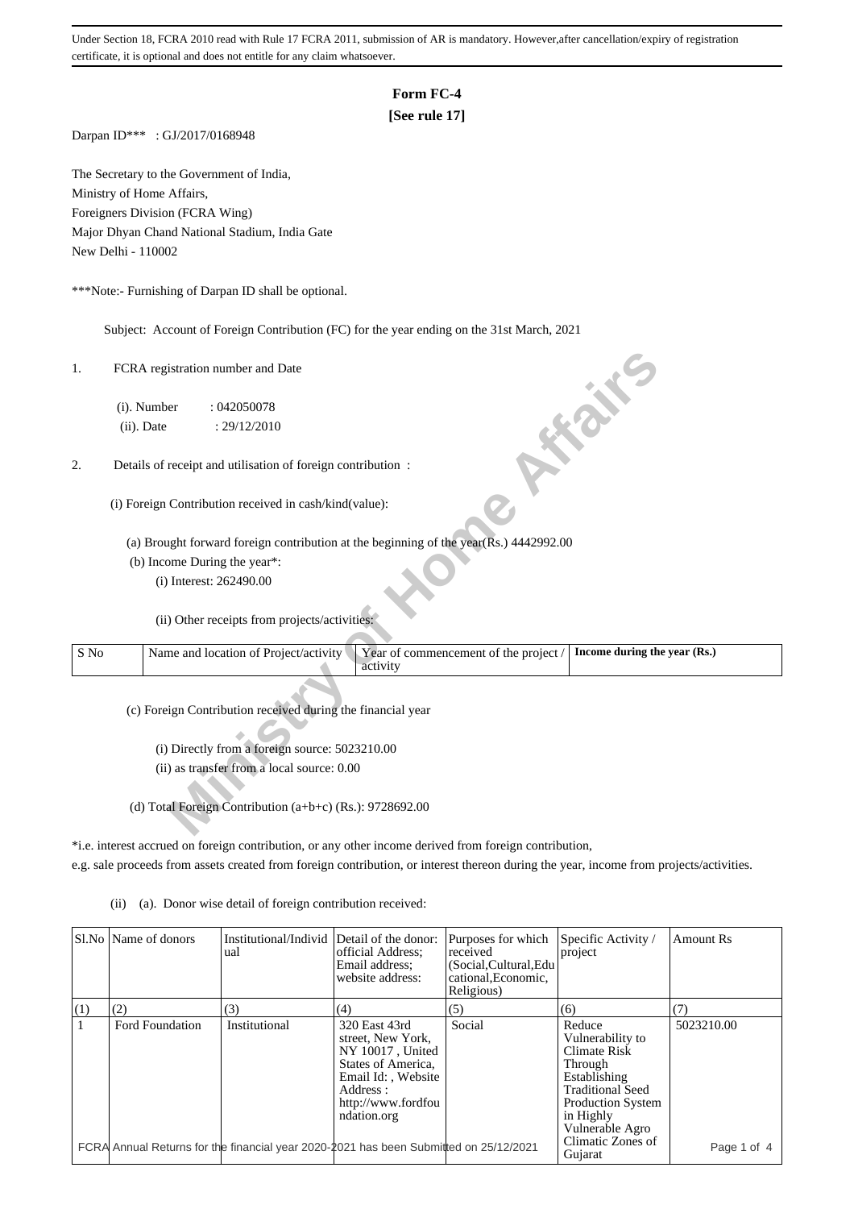Under Section 18, FCRA 2010 read with Rule 17 FCRA 2011, submission of AR is mandatory. However,after cancellation/expiry of registration certificate, it is optional and does not entitle for any claim whatsoever.

# Form FC-4

**[See rule 17]**

Darpan ID*** : GJ/2017/0168948

The Secretary to the Government of India,
Ministry of Home Affairs,
Foreigners Division (FCRA Wing)
Major Dhyan Chand National Stadium, India Gate
New Delhi - 110002

***Note:- Furnishing of Darpan ID shall be optional.

Subject: Account of Foreign Contribution (FC) for the year ending on the 31st March, 2021

1. FCRA registration number and Date

   (i). Number : 042050078

   (ii). Date : 29/12/2010

2. Details of receipt and utilisation of foreign contribution :

   (i) Foreign Contribution received in cash/kind(value):

   (a) Brought forward foreign contribution at the beginning of the year(Rs.) 4442992.00

   (b) Income During the year*:

   (i) Interest: 262490.00

   (ii) Other receipts from projects/activities:

| S No | Name and location of Project/activity | Year of commencement of the project / activity | **Income during the year (Rs.)** |
|---|---|---|---|

   (c) Foreign Contribution received during the financial year

   (i) Directly from a foreign source: 5023210.00

   (ii) as transfer from a local source: 0.00

   (d) Total Foreign Contribution (a+b+c) (Rs.): 9728692.00

*i.e. interest accrued on foreign contribution, or any other income derived from foreign contribution, e.g. sale proceeds from assets created from foreign contribution, or interest thereon during the year, income from projects/activities.

(ii) (a). Donor wise detail of foreign contribution received:

| Sl.No | Name of donors | Institutional/Individual | Detail of the donor: official Address; Email address; website address: | Purposes for which received (Social,Cultural,Educational,Economic, Religious) | Specific Activity / project | Amount Rs |
|---|---|---|---|---|---|---|
| (1) | (2) | (3) | (4) | (5) | (6) | (7) |
| 1 | Ford Foundation | Institutional | 320 East 43rd street, New York, NY 10017 , United States of America, Email Id: , Website Address : http://www.fordfoundation.org | Social | Reduce Vulnerability to Climate Risk Through Establishing Traditional Seed Production System in Highly Vulnerable Agro Climatic Zones of Gujarat | 5023210.00 |

FCRA Annual Returns for the financial year 2020-2021 has been Submitted on 25/12/2021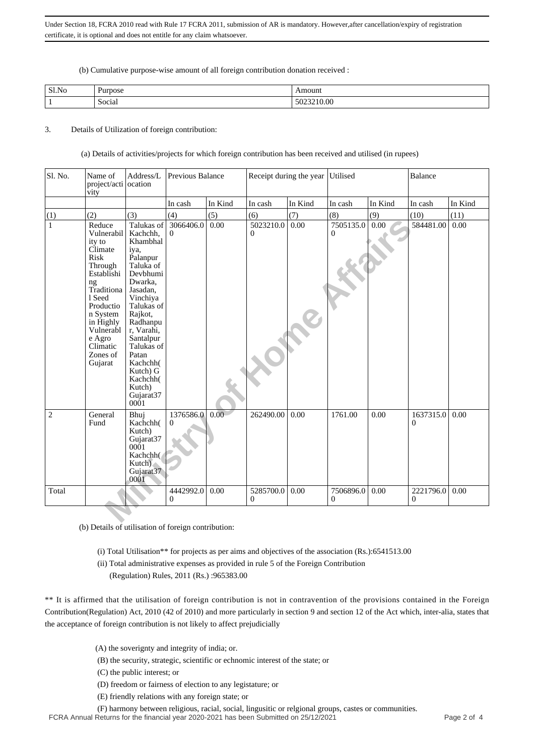Under Section 18, FCRA 2010 read with Rule 17 FCRA 2011, submission of AR is mandatory. However,after cancellation/expiry of registration certificate, it is optional and does not entitle for any claim whatsoever.

(b) Cumulative purpose-wise amount of all foreign contribution donation received :

| Sl.No | Purpose | Amount |
|---|---|---|
| 1 | Social | 5023210.00 |

3. Details of Utilization of foreign contribution:

(a) Details of activities/projects for which foreign contribution has been received and utilised (in rupees)

| Sl. No. | Name of project/activity | Address/Location | Previous Balance | | Receipt during the year | | Utilised | | Balance | |
|---|---|---|---|---|---|---|---|---|---|---|
| | | | In cash | In Kind | In cash | In Kind | In cash | In Kind | In cash | In Kind |
| (1) | (2) | (3) | (4) | (5) | (6) | (7) | (8) | (9) | (10) | (11) |
| 1 | Reduce Vulnerability to Climate Risk Through Establishing Traditional Seed Production System in Highly Vulnerable Agro Climatic Zones of Gujarat | Talukas of Kachchh, Khambhaliya, Palanpur Taluka of Devbhumi Dwarka, Jasadan, Vinchiya Talukas of Rajkot, Radhanpur, Varahi, Santalpur Talukas of Patan Kachchh(Kutch) G Kachchh(Kutch) Gujarat370001 | 3066406.00 | 0.00 | 5023210.00 | 0.00 | 7505135.00 | 0.00 | 584481.00 | 0.00 |
| 2 | General Fund | Bhuj Kachchh(Kutch) Gujarat370001 Kachchh(Kutch) Gujarat370001 | 1376586.00 | 0.00 | 262490.00 | 0.00 | 1761.00 | 0.00 | 1637315.00 | 0.00 |
| Total | | | 4442992.00 | 0.00 | 5285700.00 | 0.00 | 7506896.00 | 0.00 | 2221796.00 | 0.00 |

(b) Details of utilisation of foreign contribution:

(i) Total Utilisation** for projects as per aims and objectives of the association (Rs.):6541513.00

(ii) Total administrative expenses as provided in rule 5 of the Foreign Contribution (Regulation) Rules, 2011 (Rs.) :965383.00

** It is affirmed that the utilisation of foreign contribution is not in contravention of the provisions contained in the Foreign Contribution(Regulation) Act, 2010 (42 of 2010) and more particularly in section 9 and section 12 of the Act which, inter-alia, states that the acceptance of foreign contribution is not likely to affect prejudicially

(A) the soverignty and integrity of india; or.

(B) the security, strategic, scientific or echnomic interest of the state; or

(C) the public interest; or

(D) freedom or fairness of election to any legistature; or

(E) friendly relations with any foreign state; or

(F) harmony between religious, racial, social, lingusitic or relgional groups, castes or communities.

FCRA Annual Returns for the financial year 2020-2021 has been Submitted on 25/12/2021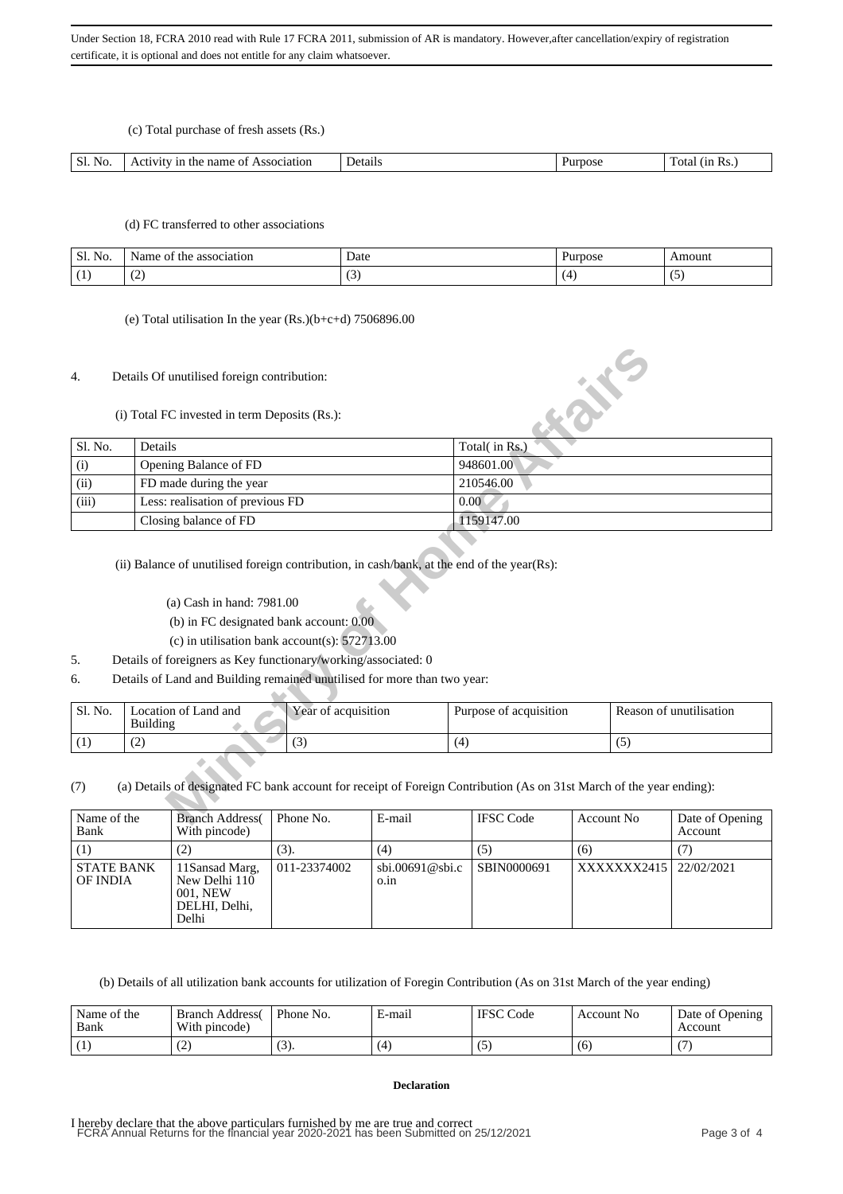Under Section 18, FCRA 2010 read with Rule 17 FCRA 2011, submission of AR is mandatory. However,after cancellation/expiry of registration certificate, it is optional and does not entitle for any claim whatsoever.

(c) Total purchase of fresh assets (Rs.)

| Sl. No. | Activity in the name of Association | Details | Purpose | Total (in Rs.) |
|---|---|---|---|---|

(d) FC transferred to other associations

| Sl. No. | Name of the association | Date | Purpose | Amount |
|---|---|---|---|---|
| (1) | (2) | (3) | (4) | (5) |

(e) Total utilisation In the year (Rs.)(b+c+d) 7506896.00

4. Details Of unutilised foreign contribution:

(i) Total FC invested in term Deposits (Rs.):

| Sl. No. | Details | Total( in Rs.) |
|---|---|---|
| (i) | Opening Balance of FD | 948601.00 |
| (ii) | FD made during the year | 210546.00 |
| (iii) | Less: realisation of previous FD | 0.00 |
| | Closing balance of FD | 1159147.00 |

(ii) Balance of unutilised foreign contribution, in cash/bank, at the end of the year(Rs):

(a) Cash in hand: 7981.00

(b) in FC designated bank account: 0.00

(c) in utilisation bank account(s): 572713.00

5. Details of foreigners as Key functionary/working/associated: 0

6. Details of Land and Building remained unutilised for more than two year:

| Sl. No. | Location of Land and Building | Year of acquisition | Purpose of acquisition | Reason of unutilisation |
|---|---|---|---|---|
| (1) | (2) | (3) | (4) | (5) |

(7) (a) Details of designated FC bank account for receipt of Foreign Contribution (As on 31st March of the year ending):

| Name of the Bank | Branch Address( With pincode) | Phone No. | E-mail | IFSC Code | Account No | Date of Opening Account |
|---|---|---|---|---|---|---|
| (1) | (2) | (3). | (4) | (5) | (6) | (7) |
| STATE BANK OF INDIA | 11Sansad Marg, New Delhi 110 001, NEW DELHI, Delhi, Delhi | 011-23374002 | sbi.00691@sbi.co.in | SBIN0000691 | XXXXXXX2415 | 22/02/2021 |

(b) Details of all utilization bank accounts for utilization of Foregin Contribution (As on 31st March of the year ending)

| Name of the Bank | Branch Address( With pincode) | Phone No. | E-mail | IFSC Code | Account No | Date of Opening Account |
|---|---|---|---|---|---|---|
| (1) | (2) | (3). | (4) | (5) | (6) | (7) |

**Declaration**

I hereby declare that the above particulars furnished by me are true and correct

FCRA Annual Returns for the financial year 2020-2021 has been Submitted on 25/12/2021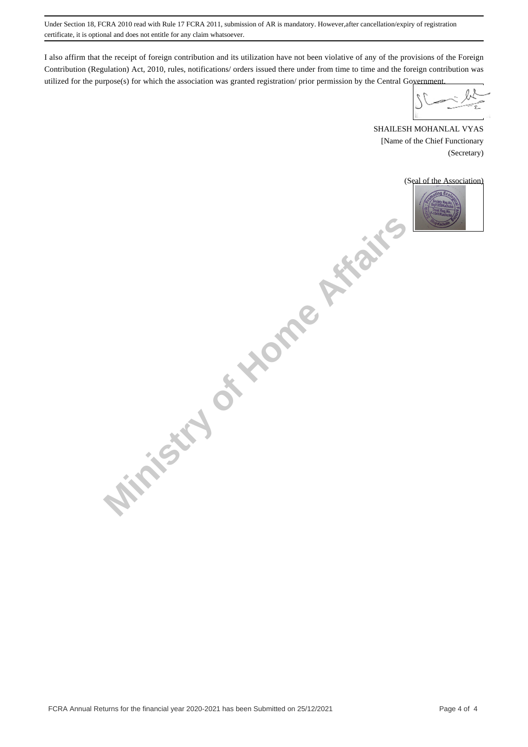Under Section 18, FCRA 2010 read with Rule 17 FCRA 2011, submission of AR is mandatory. However,after cancellation/expiry of registration certificate, it is optional and does not entitle for any claim whatsoever.

I also affirm that the receipt of foreign contribution and its utilization have not been violative of any of the provisions of the Foreign Contribution (Regulation) Act, 2010, rules, notifications/ orders issued there under from time to time and the foreign contribution was utilized for the purpose(s) for which the association was granted registration/ prior permission by the Central Government.

SHAILESH MOHANLAL VYAS
[Name of the Chief Functionary
(Secretary)

(Seal of the Association)

FCRA Annual Returns for the financial year 2020-2021 has been Submitted on 25/12/2021